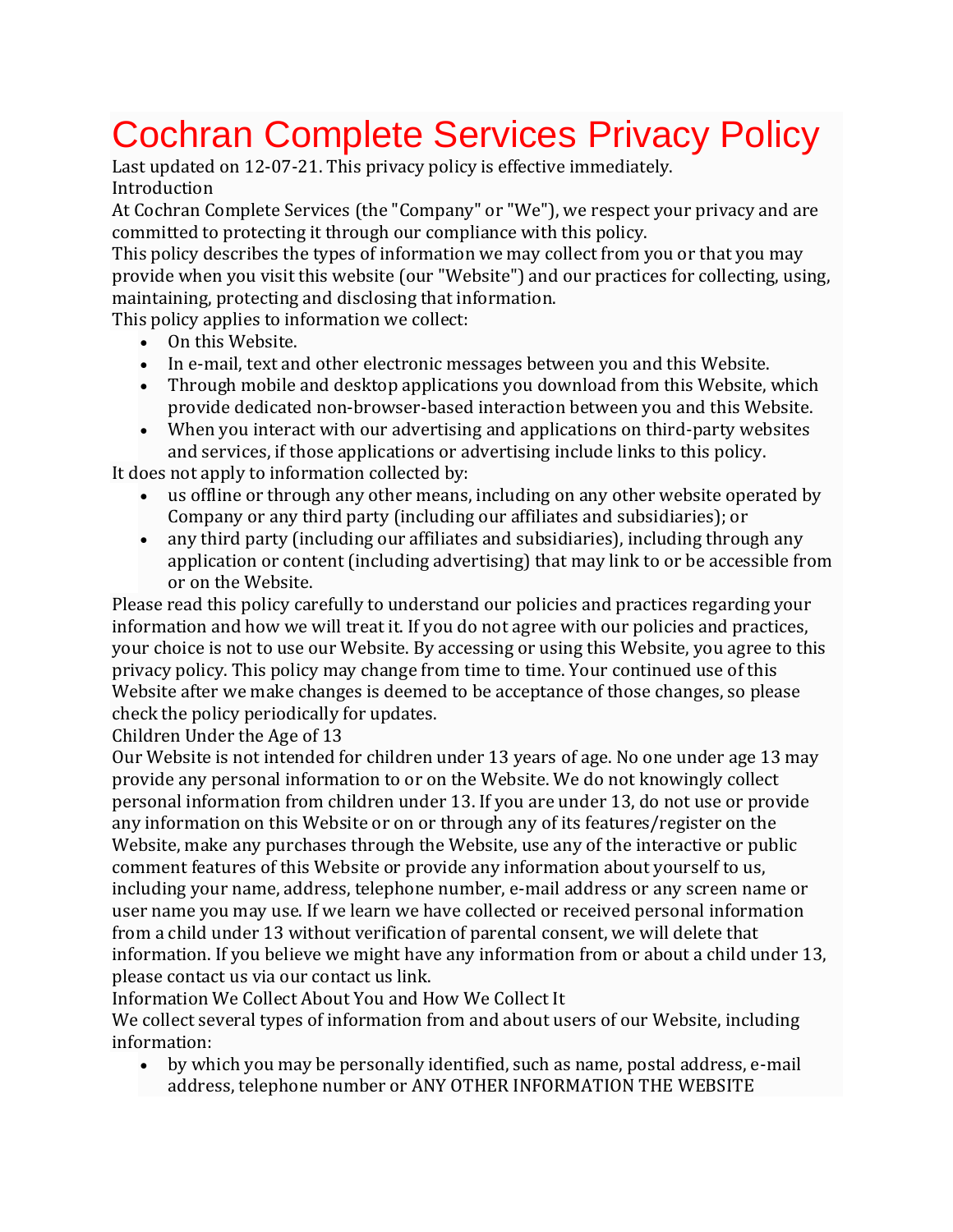# Cochran Complete Services Privacy Policy

Last updated on 12-07-21. This privacy policy is effective immediately.

## Introduction

At Cochran Complete Services (the "Company" or "We"), we respect your privacy and are committed to protecting it through our compliance with this policy.

This policy describes the types of information we may collect from you or that you may provide when you visit this website (our "Website") and our practices for collecting, using, maintaining, protecting and disclosing that information.

This policy applies to information we collect:

- On this Website.
- In e-mail, text and other electronic messages between you and this Website.
- Through mobile and desktop applications you download from this Website, which provide dedicated non-browser-based interaction between you and this Website.
- When you interact with our advertising and applications on third-party websites and services, if those applications or advertising include links to this policy.

It does not apply to information collected by:

- us offline or through any other means, including on any other website operated by Company or any third party (including our affiliates and subsidiaries); or
- any third party (including our affiliates and subsidiaries), including through any application or content (including advertising) that may link to or be accessible from or on the Website.

Please read this policy carefully to understand our policies and practices regarding your information and how we will treat it. If you do not agree with our policies and practices, your choice is not to use our Website. By accessing or using this Website, you agree to this privacy policy. This policy may change from time to time. Your continued use of this Website after we make changes is deemed to be acceptance of those changes, so please check the policy periodically for updates.

## Children Under the Age of 13

Our Website is not intended for children under 13 years of age. No one under age 13 may provide any personal information to or on the Website. We do not knowingly collect personal information from children under 13. If you are under 13, do not use or provide any information on this Website or on or through any of its features/register on the Website, make any purchases through the Website, use any of the interactive or public comment features of this Website or provide any information about yourself to us, including your name, address, telephone number, e-mail address or any screen name or user name you may use. If we learn we have collected or received personal information from a child under 13 without verification of parental consent, we will delete that information. If you believe we might have any information from or about a child under 13, please contact us via our contact us link.

## Information We Collect About You and How We Collect It

We collect several types of information from and about users of our Website, including information:

- by which you may be personally identified, such as name, postal address, e-mail address, telephone number or ANY OTHER INFORMATION THE WEBSITE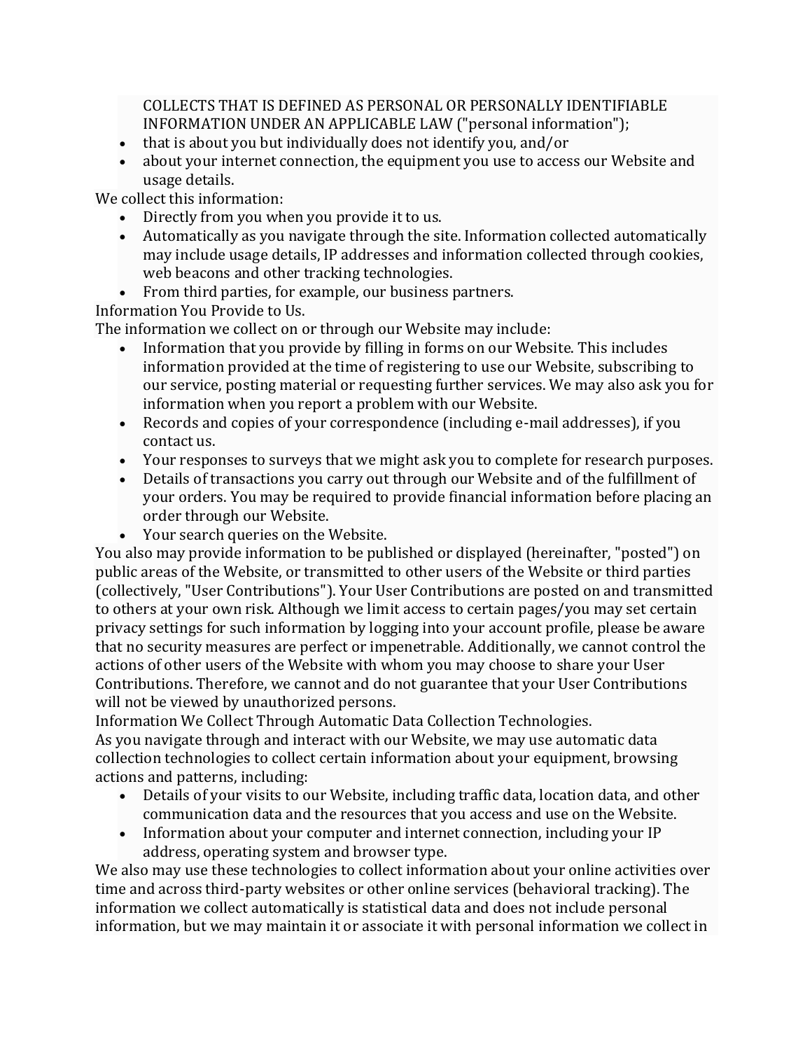- COLLECTS THAT IS DEFINED AS PERSONAL OR PERSONALLY IDENTIFIABLE INFORMATION UNDER AN APPLICABLE LAW ("personal information");
- that is about you but individually does not identify you, and/or
- about your internet connection, the equipment you use to access our Website and usage details.

We collect this information:

- Directly from you when you provide it to us.
- Automatically as you navigate through the site. Information collected automatically may include usage details, IP addresses and information collected through cookies, web beacons and other tracking technologies.
- From third parties, for example, our business partners.

Information You Provide to Us.

The information we collect on or through our Website may include:

- Information that you provide by filling in forms on our Website. This includes information provided at the time of registering to use our Website, subscribing to our service, posting material or requesting further services. We may also ask you for information when you report a problem with our Website.
- Records and copies of your correspondence (including e-mail addresses), if you contact us.
- Your responses to surveys that we might ask you to complete for research purposes.
- Details of transactions you carry out through our Website and of the fulfillment of your orders. You may be required to provide financial information before placing an order through our Website.
- Your search queries on the Website.

You also may provide information to be published or displayed (hereinafter, "posted") on public areas of the Website, or transmitted to other users of the Website or third parties (collectively, "User Contributions"). Your User Contributions are posted on and transmitted to others at your own risk. Although we limit access to certain pages/you may set certain privacy settings for such information by logging into your account profile, please be aware that no security measures are perfect or impenetrable. Additionally, we cannot control the actions of other users of the Website with whom you may choose to share your User Contributions. Therefore, we cannot and do not guarantee that your User Contributions will not be viewed by unauthorized persons.

Information We Collect Through Automatic Data Collection Technologies.

As you navigate through and interact with our Website, we may use automatic data collection technologies to collect certain information about your equipment, browsing actions and patterns, including:

- Details of your visits to our Website, including traffic data, location data, and other communication data and the resources that you access and use on the Website.
- Information about your computer and internet connection, including your IP address, operating system and browser type.

We also may use these technologies to collect information about your online activities over time and across third-party websites or other online services (behavioral tracking). The information we collect automatically is statistical data and does not include personal information, but we may maintain it or associate it with personal information we collect in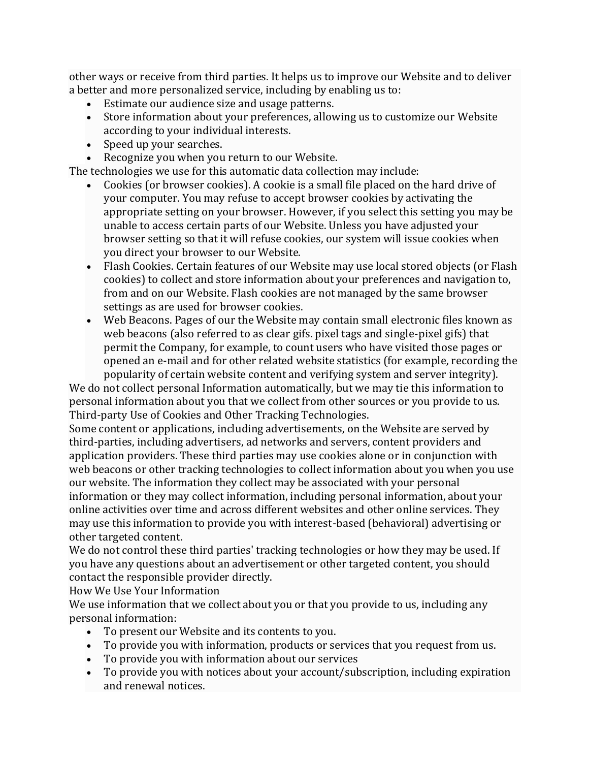other ways or receive from third parties. It helps us to improve our Website and to deliver a better and more personalized service, including by enabling us to:

- Estimate our audience size and usage patterns.
- Store information about your preferences, allowing us to customize our Website according to your individual interests.
- Speed up your searches.
- Recognize you when you return to our Website.

The technologies we use for this automatic data collection may include:

- Cookies (or browser cookies). A cookie is a small file placed on the hard drive of your computer. You may refuse to accept browser cookies by activating the appropriate setting on your browser. However, if you select this setting you may be unable to access certain parts of our Website. Unless you have adjusted your browser setting so that it will refuse cookies, our system will issue cookies when you direct your browser to our Website.
- Flash Cookies. Certain features of our Website may use local stored objects (or Flash cookies) to collect and store information about your preferences and navigation to, from and on our Website. Flash cookies are not managed by the same browser settings as are used for browser cookies.
- Web Beacons. Pages of our the Website may contain small electronic files known as web beacons (also referred to as clear gifs. pixel tags and single-pixel gifs) that permit the Company, for example, to count users who have visited those pages or opened an e-mail and for other related website statistics (for example, recording the popularity of certain website content and verifying system and server integrity).

We do not collect personal Information automatically, but we may tie this information to personal information about you that we collect from other sources or you provide to us.

Third-party Use of Cookies and Other Tracking Technologies.

Some content or applications, including advertisements, on the Website are served by third-parties, including advertisers, ad networks and servers, content providers and application providers. These third parties may use cookies alone or in conjunction with web beacons or other tracking technologies to collect information about you when you use our website. The information they collect may be associated with your personal information or they may collect information, including personal information, about your online activities over time and across different websites and other online services. They may use this information to provide you with interest-based (behavioral) advertising or other targeted content.

We do not control these third parties' tracking technologies or how they may be used. If you have any questions about an advertisement or other targeted content, you should contact the responsible provider directly.

How We Use Your Information

We use information that we collect about you or that you provide to us, including any personal information:

- To present our Website and its contents to you.
- To provide you with information, products or services that you request from us.
- To provide you with information about our services
- To provide you with notices about your account/subscription, including expiration and renewal notices.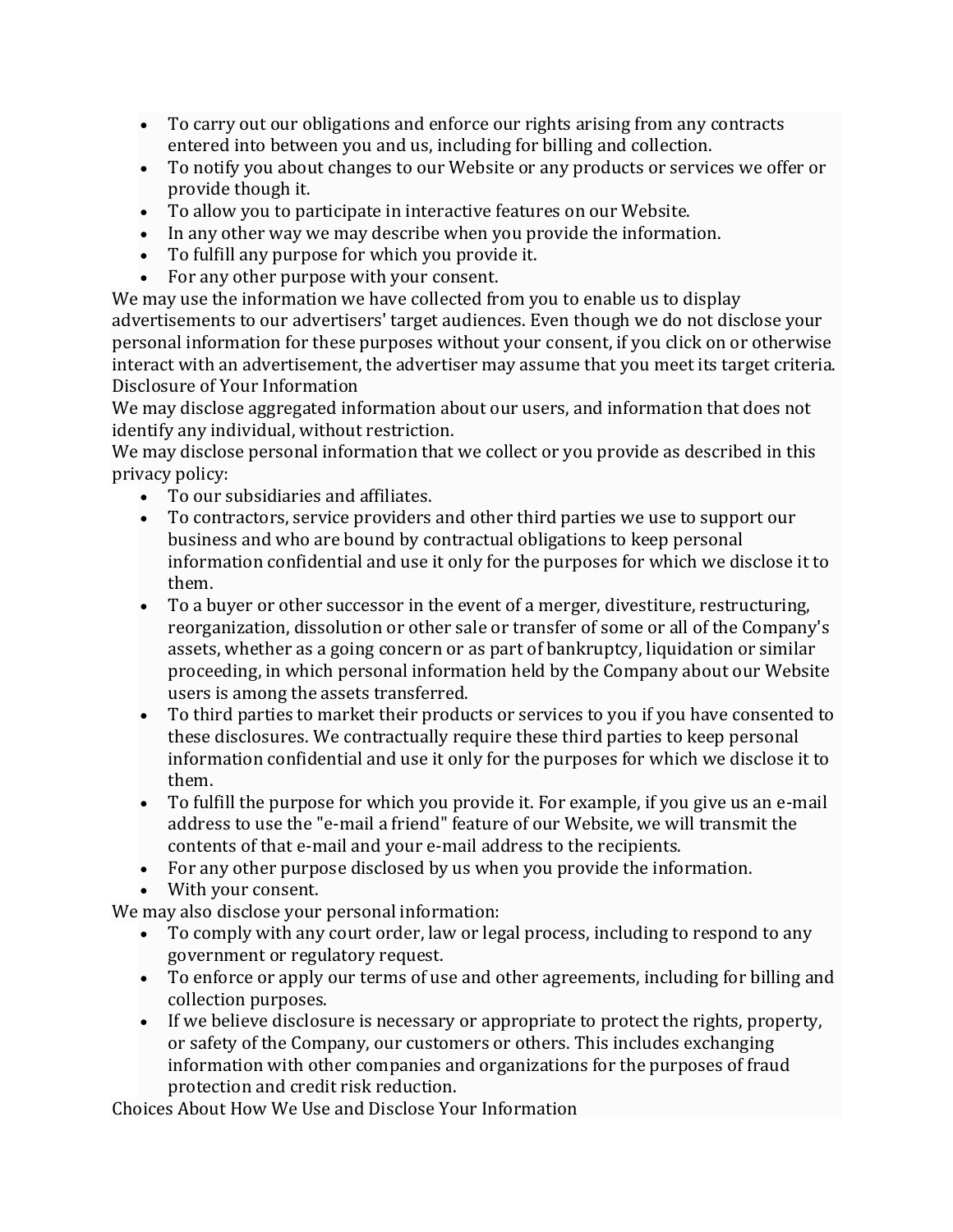- To carry out our obligations and enforce our rights arising from any contracts entered into between you and us, including for billing and collection.
- To notify you about changes to our Website or any products or services we offer or provide though it.
- To allow you to participate in interactive features on our Website.
- In any other way we may describe when you provide the information.
- To fulfill any purpose for which you provide it.
- For any other purpose with your consent.

We may use the information we have collected from you to enable us to display advertisements to our advertisers' target audiences. Even though we do not disclose your personal information for these purposes without your consent, if you click on or otherwise interact with an advertisement, the advertiser may assume that you meet its target criteria.

## Disclosure of Your Information

We may disclose aggregated information about our users, and information that does not identify any individual, without restriction.

We may disclose personal information that we collect or you provide as described in this privacy policy:

- To our subsidiaries and affiliates.
- To contractors, service providers and other third parties we use to support our business and who are bound by contractual obligations to keep personal information confidential and use it only for the purposes for which we disclose it to them.
- To a buyer or other successor in the event of a merger, divestiture, restructuring, reorganization, dissolution or other sale or transfer of some or all of the Company's assets, whether as a going concern or as part of bankruptcy, liquidation or similar proceeding, in which personal information held by the Company about our Website users is among the assets transferred.
- To third parties to market their products or services to you if you have consented to these disclosures. We contractually require these third parties to keep personal information confidential and use it only for the purposes for which we disclose it to them.
- To fulfill the purpose for which you provide it. For example, if you give us an e-mail address to use the "e-mail a friend" feature of our Website, we will transmit the contents of that e-mail and your e-mail address to the recipients.
- For any other purpose disclosed by us when you provide the information.
- With your consent.

We may also disclose your personal information:

- To comply with any court order, law or legal process, including to respond to any government or regulatory request.
- To enforce or apply our terms of use and other agreements, including for billing and collection purposes.
- If we believe disclosure is necessary or appropriate to protect the rights, property, or safety of the Company, our customers or others. This includes exchanging information with other companies and organizations for the purposes of fraud protection and credit risk reduction.

## Choices About How We Use and Disclose Your Information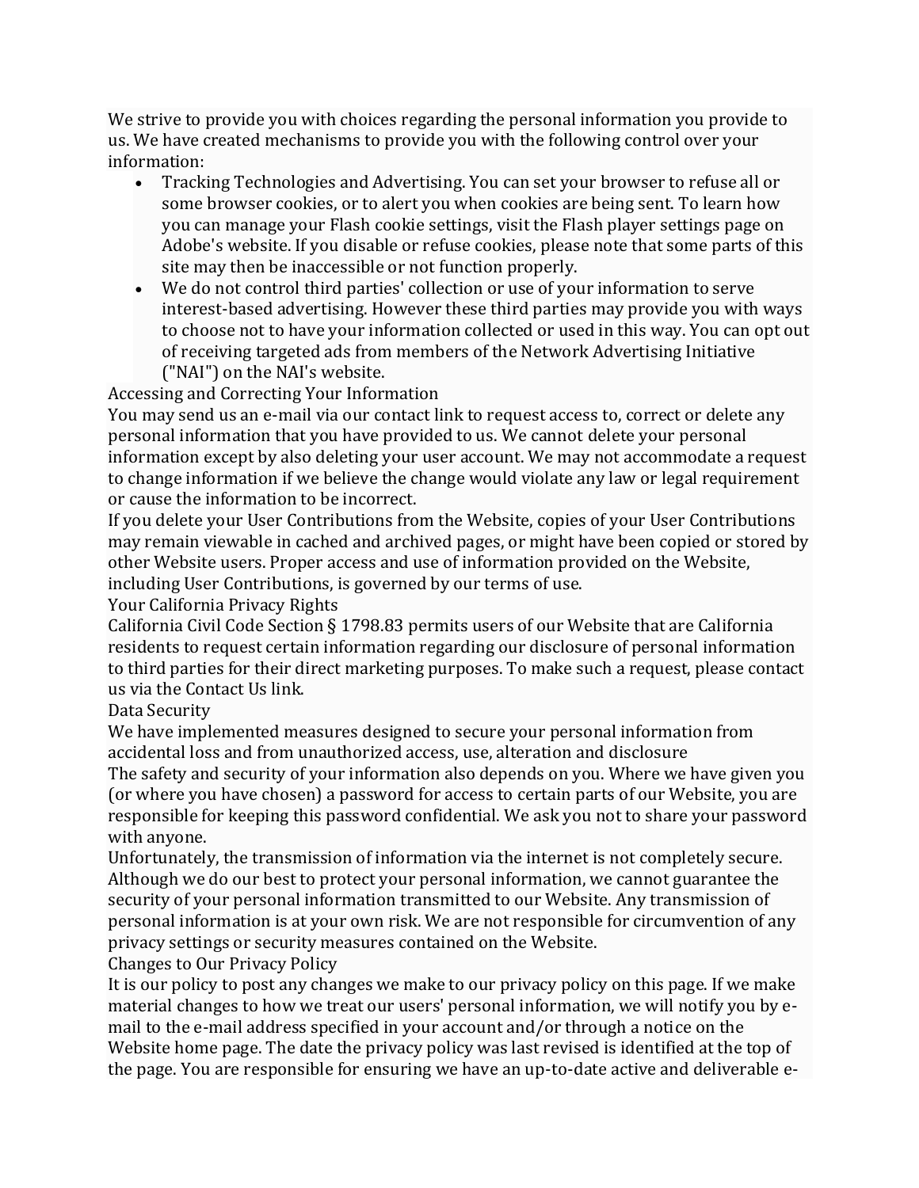We strive to provide you with choices regarding the personal information you provide to us. We have created mechanisms to provide you with the following control over your information:

- Tracking Technologies and Advertising. You can set your browser to refuse all or some browser cookies, or to alert you when cookies are being sent. To learn how you can manage your Flash cookie settings, visit the Flash player settings page on Adobe's website. If you disable or refuse cookies, please note that some parts of this site may then be inaccessible or not function properly.
- We do not control third parties' collection or use of your information to serve interest-based advertising. However these third parties may provide you with ways to choose not to have your information collected or used in this way. You can opt out of receiving targeted ads from members of the Network Advertising Initiative ("NAI") on the NAI's website.

## Accessing and Correcting Your Information

You may send us an e-mail via our contact link to request access to, correct or delete any personal information that you have provided to us. We cannot delete your personal information except by also deleting your user account. We may not accommodate a request to change information if we believe the change would violate any law or legal requirement or cause the information to be incorrect.

If you delete your User Contributions from the Website, copies of your User Contributions may remain viewable in cached and archived pages, or might have been copied or stored by other Website users. Proper access and use of information provided on the Website, including User Contributions, is governed by our terms of use.

## Your California Privacy Rights

California Civil Code Section § 1798.83 permits users of our Website that are California residents to request certain information regarding our disclosure of personal information to third parties for their direct marketing purposes. To make such a request, please contact us via the Contact Us link.

## Data Security

We have implemented measures designed to secure your personal information from accidental loss and from unauthorized access, use, alteration and disclosure

The safety and security of your information also depends on you. Where we have given you (or where you have chosen) a password for access to certain parts of our Website, you are responsible for keeping this password confidential. We ask you not to share your password with anyone.

Unfortunately, the transmission of information via the internet is not completely secure. Although we do our best to protect your personal information, we cannot guarantee the security of your personal information transmitted to our Website. Any transmission of personal information is at your own risk. We are not responsible for circumvention of any privacy settings or security measures contained on the Website.

## Changes to Our Privacy Policy

It is our policy to post any changes we make to our privacy policy on this page. If we make material changes to how we treat our users' personal information, we will notify you by e-mail to the e-mail address specified in your account and/or through a notice on the Website home page. The date the privacy policy was last revised is identified at the top of the page. You are responsible for ensuring we have an up-to-date active and deliverable e-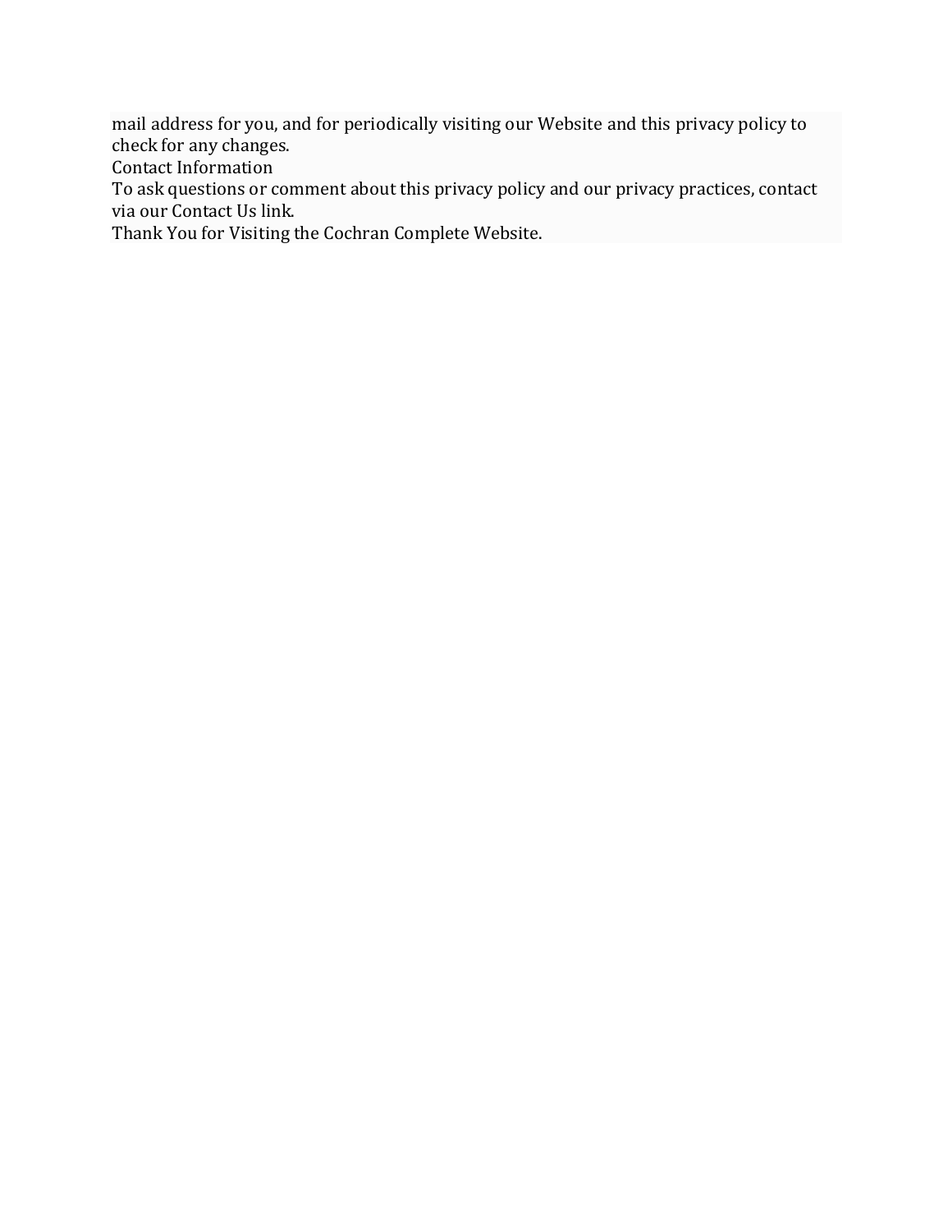mail address for you, and for periodically visiting our Website and this privacy policy to check for any changes.

Contact Information

To ask questions or comment about this privacy policy and our privacy practices, contact via our Contact Us link.

Thank You for Visiting the Cochran Complete Website.